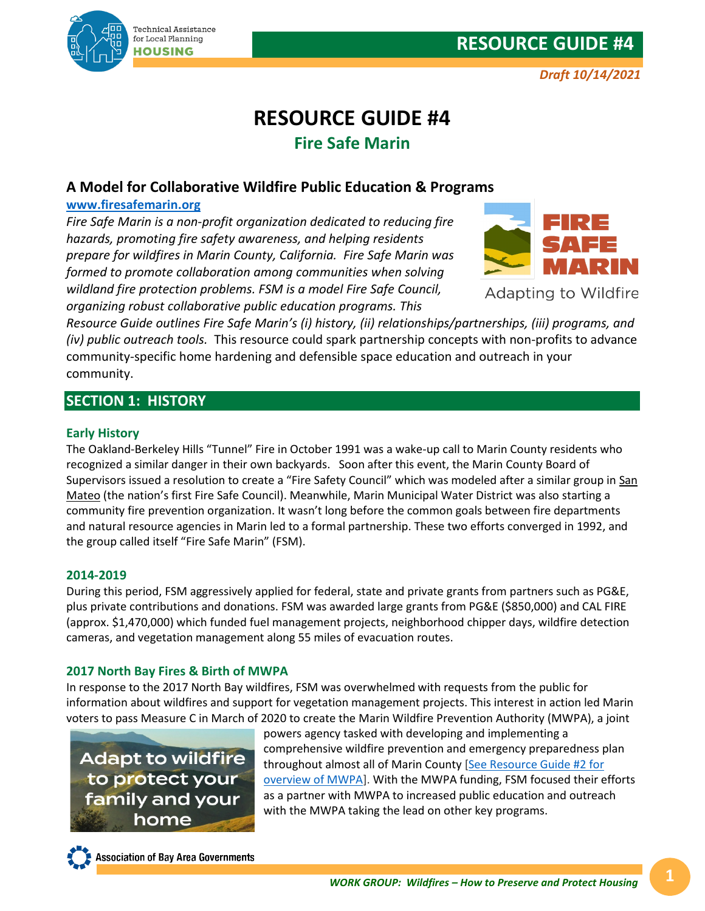# RESOURCE GUIDE #4

*Draft 10/14/2021*

# RESOURCE GUIDE #4

## Fire Safe Marin

### A Model for Collaborative Wildfire Public Education & Programs

**www.firesafemarin.org**

*Fire Safe Marin is a non-profit organization dedicated to reducing fire hazards, promoting fire safety awareness, and helping residents prepare for wildfires in Marin County, California. Fire Safe Marin was formed to promote collaboration among communities when solving wildland fire protection problems. FSM is a model Fire Safe Council, organizing robust collaborative public education programs. This Resource Guide outlines Fire Safe Marin's (i) history, (ii) relationships/partnerships, (iii) programs, and (iv) public outreach tools.* This resource could spark partnership concepts with non-profits to advance community-specific home hardening and defensible space education and outreach in your community.

FIRE SAFE MARIN
Adapting to Wildfire

## SECTION 1: HISTORY

### Early History

The Oakland-Berkeley Hills "Tunnel" Fire in October 1991 was a wake-up call to Marin County residents who recognized a similar danger in their own backyards. Soon after this event, the Marin County Board of Supervisors issued a resolution to create a "Fire Safety Council" which was modeled after a similar group in San Mateo (the nation's first Fire Safe Council). Meanwhile, Marin Municipal Water District was also starting a community fire prevention organization. It wasn't long before the common goals between fire departments and natural resource agencies in Marin led to a formal partnership. These two efforts converged in 1992, and the group called itself "Fire Safe Marin" (FSM).

### 2014-2019

During this period, FSM aggressively applied for federal, state and private grants from partners such as PG&E, plus private contributions and donations. FSM was awarded large grants from PG&E ($850,000) and CAL FIRE (approx. $1,470,000) which funded fuel management projects, neighborhood chipper days, wildfire detection cameras, and vegetation management along 55 miles of evacuation routes.

### 2017 North Bay Fires & Birth of MWPA

In response to the 2017 North Bay wildfires, FSM was overwhelmed with requests from the public for information about wildfires and support for vegetation management projects. This interest in action led Marin voters to pass Measure C in March of 2020 to create the Marin Wildfire Prevention Authority (MWPA), a joint powers agency tasked with developing and implementing a comprehensive wildfire prevention and emergency preparedness plan throughout almost all of Marin County [See Resource Guide #2 for overview of MWPA]. With the MWPA funding, FSM focused their efforts as a partner with MWPA to increased public education and outreach with the MWPA taking the lead on other key programs.

Adapt to wildfire to protect your family and your home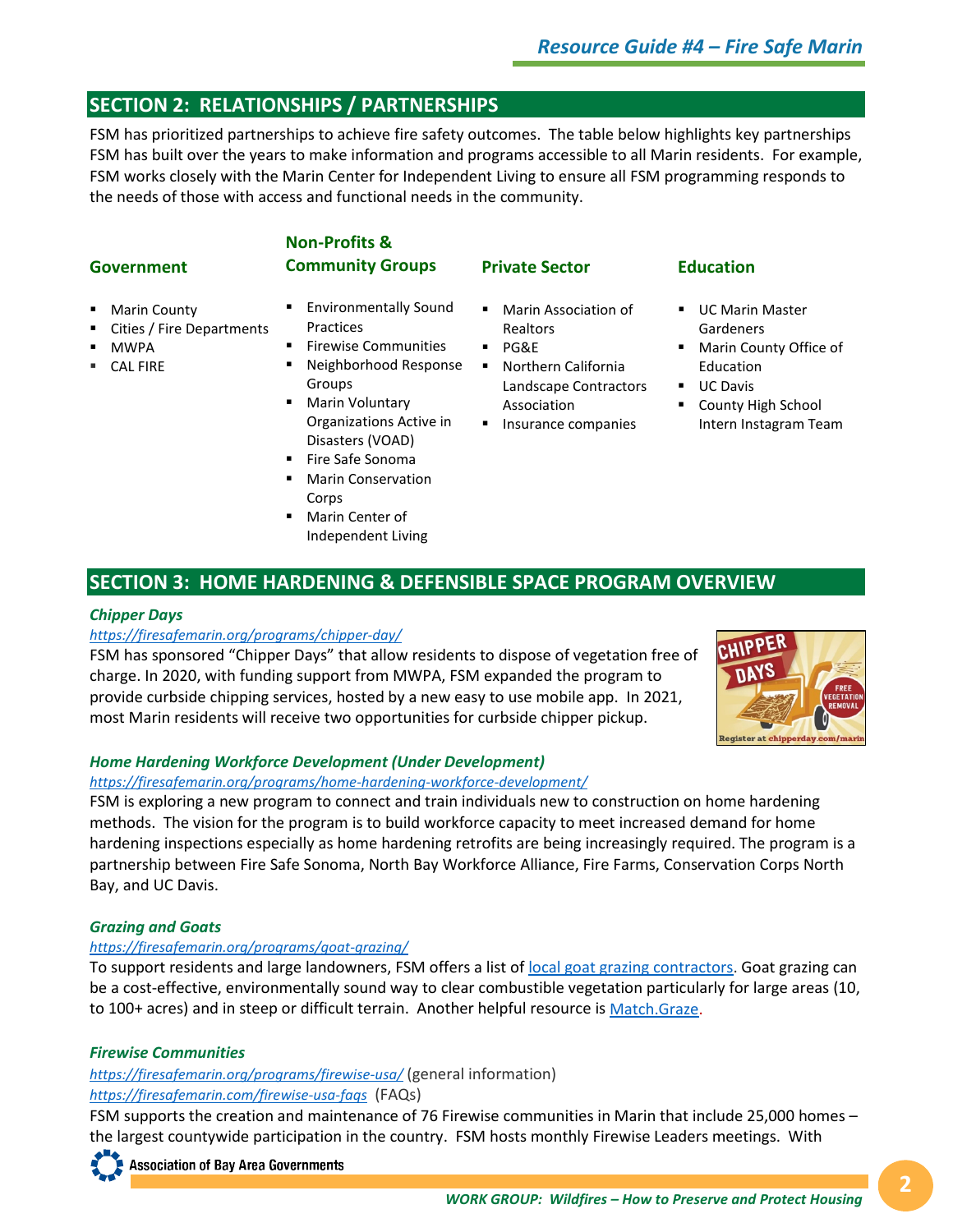## SECTION 2: RELATIONSHIPS / PARTNERSHIPS

FSM has prioritized partnerships to achieve fire safety outcomes. The table below highlights key partnerships FSM has built over the years to make information and programs accessible to all Marin residents. For example, FSM works closely with the Marin Center for Independent Living to ensure all FSM programming responds to the needs of those with access and functional needs in the community.

| Government | Non-Profits & Community Groups | Private Sector | Education |
|---|---|---|---|
| ▪ Marin County<br>▪ Cities / Fire Departments<br>▪ MWPA<br>▪ CAL FIRE | ▪ Environmentally Sound Practices<br>▪ Firewise Communities<br>▪ Neighborhood Response Groups<br>▪ Marin Voluntary Organizations Active in Disasters (VOAD)<br>▪ Fire Safe Sonoma<br>▪ Marin Conservation Corps<br>▪ Marin Center of Independent Living | ▪ Marin Association of Realtors<br>▪ PG&E<br>▪ Northern California Landscape Contractors Association<br>▪ Insurance companies | ▪ UC Marin Master Gardeners<br>▪ Marin County Office of Education<br>▪ UC Davis<br>▪ County High School Intern Instagram Team |

## SECTION 3: HOME HARDENING & DEFENSIBLE SPACE PROGRAM OVERVIEW

### *Chipper Days*

*https://firesafemarin.org/programs/chipper-day/*

FSM has sponsored "Chipper Days" that allow residents to dispose of vegetation free of charge. In 2020, with funding support from MWPA, FSM expanded the program to provide curbside chipping services, hosted by a new easy to use mobile app. In 2021, most Marin residents will receive two opportunities for curbside chipper pickup.

### *Home Hardening Workforce Development (Under Development)*

*https://firesafemarin.org/programs/home-hardening-workforce-development/*

FSM is exploring a new program to connect and train individuals new to construction on home hardening methods. The vision for the program is to build workforce capacity to meet increased demand for home hardening inspections especially as home hardening retrofits are being increasingly required. The program is a partnership between Fire Safe Sonoma, North Bay Workforce Alliance, Fire Farms, Conservation Corps North Bay, and UC Davis.

### *Grazing and Goats*

*https://firesafemarin.org/programs/goat-grazing/*

To support residents and large landowners, FSM offers a list of local goat grazing contractors. Goat grazing can be a cost-effective, environmentally sound way to clear combustible vegetation particularly for large areas (10, to 100+ acres) and in steep or difficult terrain. Another helpful resource is Match.Graze.

### *Firewise Communities*

*https://firesafemarin.org/programs/firewise-usa/* (general information)

*https://firesafemarin.com/firewise-usa-faqs* (FAQs)

FSM supports the creation and maintenance of 76 Firewise communities in Marin that include 25,000 homes – the largest countywide participation in the country. FSM hosts monthly Firewise Leaders meetings. With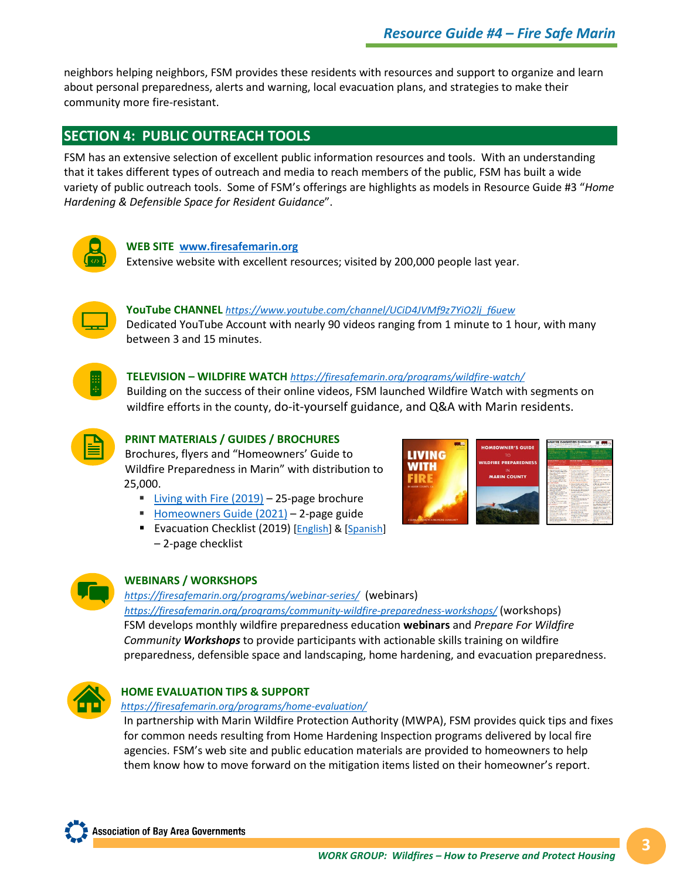neighbors helping neighbors, FSM provides these residents with resources and support to organize and learn about personal preparedness, alerts and warning, local evacuation plans, and strategies to make their community more fire-resistant.

## SECTION 4: PUBLIC OUTREACH TOOLS

FSM has an extensive selection of excellent public information resources and tools. With an understanding that it takes different types of outreach and media to reach members of the public, FSM has built a wide variety of public outreach tools. Some of FSM's offerings are highlights as models in Resource Guide #3 "*Home Hardening & Defensible Space for Resident Guidance*".

**WEB SITE** **www.firesafemarin.org**
Extensive website with excellent resources; visited by 200,000 people last year.

**YouTube CHANNEL** *https://www.youtube.com/channel/UCiD4JVMf9z7YiO2lj_f6uew*
Dedicated YouTube Account with nearly 90 videos ranging from 1 minute to 1 hour, with many between 3 and 15 minutes.

**TELEVISION – WILDFIRE WATCH** *https://firesafemarin.org/programs/wildfire-watch/*
Building on the success of their online videos, FSM launched Wildfire Watch with segments on wildfire efforts in the county, do-it-yourself guidance, and Q&A with Marin residents.

**PRINT MATERIALS / GUIDES / BROCHURES**
Brochures, flyers and "Homeowners' Guide to Wildfire Preparedness in Marin" with distribution to 25,000.

- Living with Fire (2019) – 25-page brochure
- Homeowners Guide (2021) – 2-page guide
- Evacuation Checklist (2019) [English] & [Spanish] – 2-page checklist

**WEBINARS / WORKSHOPS**
*https://firesafemarin.org/programs/webinar-series/* (webinars)
*https://firesafemarin.org/programs/community-wildfire-preparedness-workshops/* (workshops)
FSM develops monthly wildfire preparedness education **webinars** and *Prepare For Wildfire Community* ***Workshops*** to provide participants with actionable skills training on wildfire preparedness, defensible space and landscaping, home hardening, and evacuation preparedness.

**HOME EVALUATION TIPS & SUPPORT**
*https://firesafemarin.org/programs/home-evaluation/*
In partnership with Marin Wildfire Protection Authority (MWPA), FSM provides quick tips and fixes for common needs resulting from Home Hardening Inspection programs delivered by local fire agencies. FSM's web site and public education materials are provided to homeowners to help them know how to move forward on the mitigation items listed on their homeowner's report.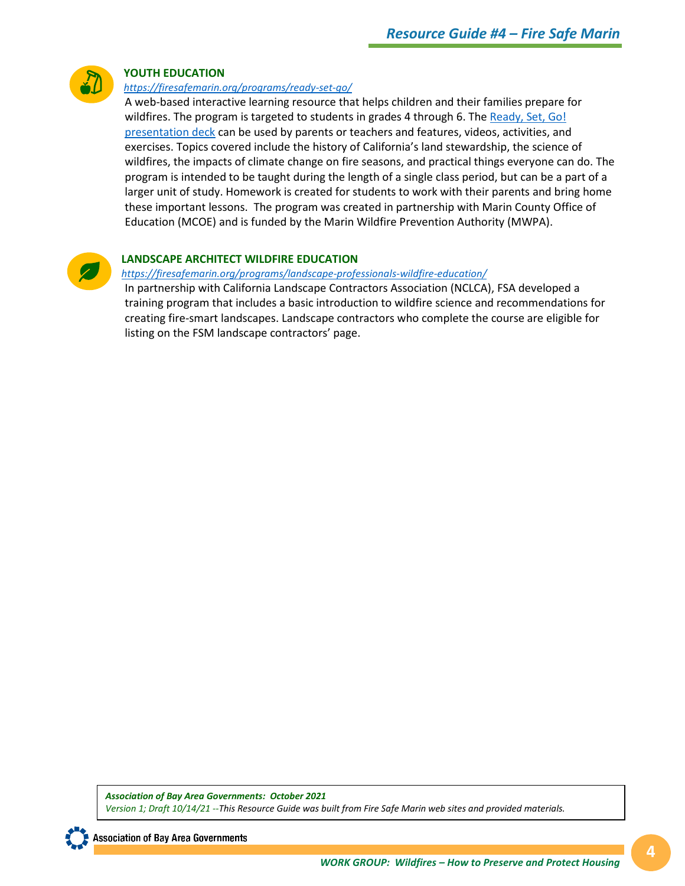### YOUTH EDUCATION

*https://firesafemarin.org/programs/ready-set-go/*

A web-based interactive learning resource that helps children and their families prepare for wildfires. The program is targeted to students in grades 4 through 6. The Ready, Set, Go! presentation deck can be used by parents or teachers and features, videos, activities, and exercises. Topics covered include the history of California's land stewardship, the science of wildfires, the impacts of climate change on fire seasons, and practical things everyone can do. The program is intended to be taught during the length of a single class period, but can be a part of a larger unit of study. Homework is created for students to work with their parents and bring home these important lessons. The program was created in partnership with Marin County Office of Education (MCOE) and is funded by the Marin Wildfire Prevention Authority (MWPA).

### LANDSCAPE ARCHITECT WILDFIRE EDUCATION

*https://firesafemarin.org/programs/landscape-professionals-wildfire-education/*

In partnership with California Landscape Contractors Association (NCLCA), FSA developed a training program that includes a basic introduction to wildfire science and recommendations for creating fire-smart landscapes. Landscape contractors who complete the course are eligible for listing on the FSM landscape contractors' page.

***Association of Bay Area Governments: October 2021***

*Version 1; Draft 10/14/21 --This Resource Guide was built from Fire Safe Marin web sites and provided materials.*